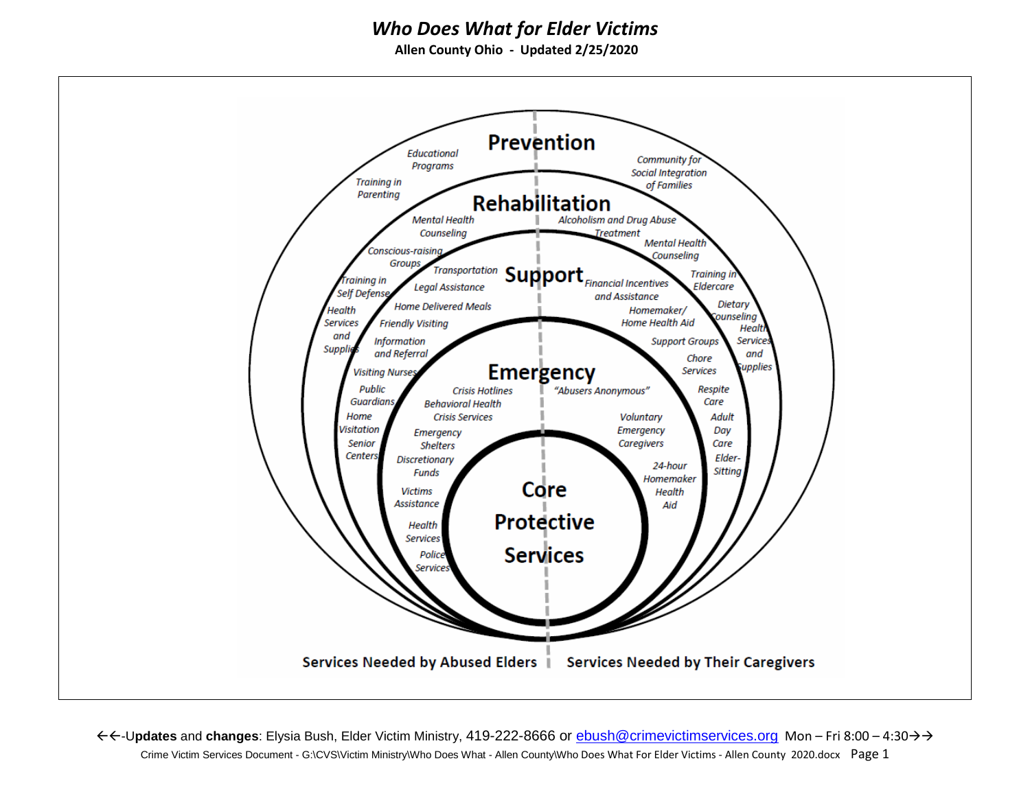# *Who Does What for Elder Victims*

**Allen County Ohio - Updated 2/25/2020**

## Prevention

*Educational Programs*

*Training in Parenting*

*Community for Social Integration of Families*

## Rehabilitation

*Mental Health Counseling*

*Conscious-raising Groups*

*Training in Self Defense*

*Health Services and Supplies*

*Visiting Nurses*

*Public Guardians*

*Home Visitation*

*Senior Centers*

*Alcoholism and Drug Abuse Treatment*

*Mental Health Counseling*

*Training in Eldercare*

*Dietary Counseling*

*Health Services and Supplies*

*Respite Care*

*Adult Day Care*

*Elder-Sitting*

## Support

*Transportation*

*Legal Assistance*

*Home Delivered Meals*

*Friendly Visiting*

*Information and Referral*

*Financial Incentives and Assistance*

*Homemaker/ Home Health Aid*

*Support Groups*

*Chore Services*

## Emergency

*Crisis Hotlines*

*Behavioral Health Crisis Services*

*Emergency Shelters*

*Discretionary Funds*

*Victims Assistance*

*Health Services*

*Police Services*

*"Abusers Anonymous"*

*Voluntary Emergency Caregivers*

*24-hour Homemaker Health Aid*

## Core Protective Services

**Services Needed by Abused Elders | Services Needed by Their Caregivers**

←←-**Updates** and **changes**: Elysia Bush, Elder Victim Ministry, 419-222-8666 or ebush@crimevictimservices.org Mon – Fri 8:00 – 4:30→→

Crime Victim Services Document - G:\CVS\Victim Ministry\Who Does What - Allen County\Who Does What For Elder Victims - Allen County 2020.docx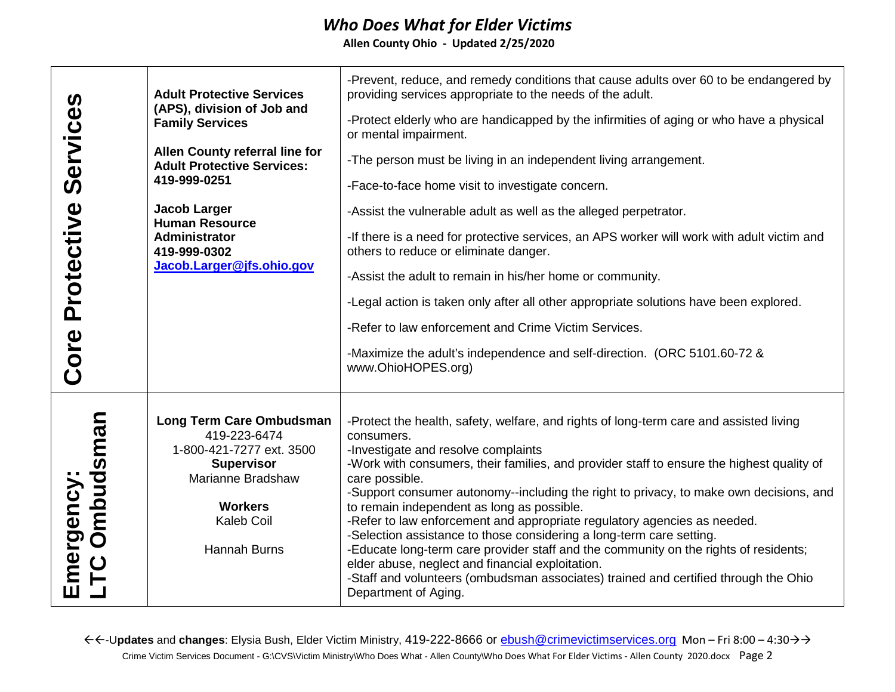# *Who Does What for Elder Victims*

**Allen County Ohio - Updated 2/25/2020**

| Category | Agency / Contact | Services |
|---|---|---|
| **Core Protective Services** | **Adult Protective Services (APS), division of Job and Family Services**<br><br>**Allen County referral line for Adult Protective Services: 419-999-0251**<br><br>**Jacob Larger**<br>**Human Resource Administrator**<br>**419-999-0302**<br>**Jacob.Larger@jfs.ohio.gov** | -Prevent, reduce, and remedy conditions that cause adults over 60 to be endangered by providing services appropriate to the needs of the adult.<br><br>-Protect elderly who are handicapped by the infirmities of aging or who have a physical or mental impairment.<br><br>-The person must be living in an independent living arrangement.<br><br>-Face-to-face home visit to investigate concern.<br><br>-Assist the vulnerable adult as well as the alleged perpetrator.<br><br>-If there is a need for protective services, an APS worker will work with adult victim and others to reduce or eliminate danger.<br><br>-Assist the adult to remain in his/her home or community.<br><br>-Legal action is taken only after all other appropriate solutions have been explored.<br><br>-Refer to law enforcement and Crime Victim Services.<br><br>-Maximize the adult's independence and self-direction. (ORC 5101.60-72 & www.OhioHOPES.org) |
| **Emergency: LTC Ombudsman** | **Long Term Care Ombudsman**<br>419-223-6474<br>1-800-421-7277 ext. 3500<br>**Supervisor**<br>Marianne Bradshaw<br><br>**Workers**<br>Kaleb Coil<br><br>Hannah Burns | -Protect the health, safety, welfare, and rights of long-term care and assisted living consumers.<br>-Investigate and resolve complaints<br>-Work with consumers, their families, and provider staff to ensure the highest quality of care possible.<br>-Support consumer autonomy--including the right to privacy, to make own decisions, and to remain independent as long as possible.<br>-Refer to law enforcement and appropriate regulatory agencies as needed.<br>-Selection assistance to those considering a long-term care setting.<br>-Educate long-term care provider staff and the community on the rights of residents; elder abuse, neglect and financial exploitation.<br>-Staff and volunteers (ombudsman associates) trained and certified through the Ohio Department of Aging. |

←←-U**pdates** and **changes**: Elysia Bush, Elder Victim Ministry, 419-222-8666 or ebush@crimevictimservices.org Mon – Fri 8:00 – 4:30→→

Crime Victim Services Document - G:\CVS\Victim Ministry\Who Does What - Allen County\Who Does What For Elder Victims - Allen County 2020.docx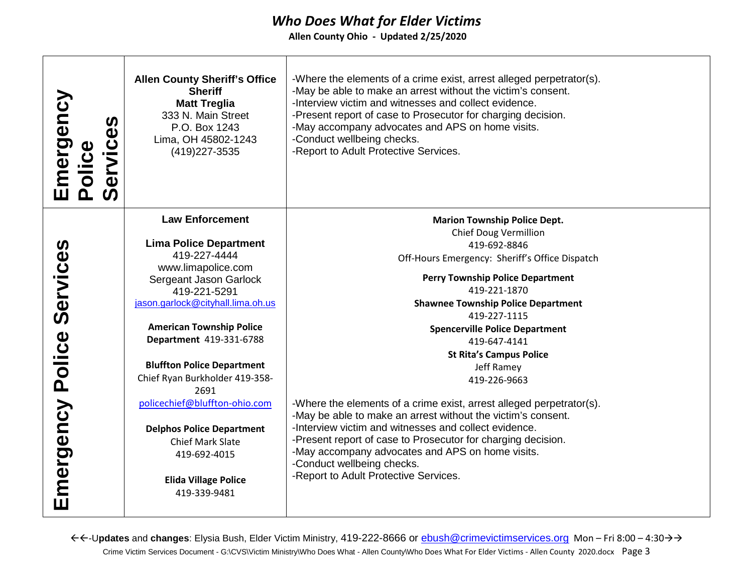# *Who Does What for Elder Victims*

**Allen County Ohio - Updated 2/25/2020**

| | | |
|---|---|---|
| **Emergency Police Services** | **Allen County Sheriff's Office**<br>**Sheriff**<br>**Matt Treglia**<br>333 N. Main Street<br>P.O. Box 1243<br>Lima, OH 45802-1243<br>(419)227-3535 | -Where the elements of a crime exist, arrest alleged perpetrator(s).<br>-May be able to make an arrest without the victim's consent.<br>-Interview victim and witnesses and collect evidence.<br>-Present report of case to Prosecutor for charging decision.<br>-May accompany advocates and APS on home visits.<br>-Conduct wellbeing checks.<br>-Report to Adult Protective Services. |
| **Emergency Police Services** | **Law Enforcement**<br><br>**Lima Police Department**<br>419-227-4444<br>www.limapolice.com<br>Sergeant Jason Garlock<br>419-221-5291<br>jason.garlock@cityhall.lima.oh.us<br><br>**American Township Police Department** 419-331-6788<br><br>**Bluffton Police Department**<br>Chief Ryan Burkholder 419-358-2691<br>policechief@bluffton-ohio.com<br><br>**Delphos Police Department**<br>Chief Mark Slate<br>419-692-4015<br><br>**Elida Village Police**<br>419-339-9481 | **Marion Township Police Dept.**<br>Chief Doug Vermillion<br>419-692-8846<br>Off-Hours Emergency: Sheriff's Office Dispatch<br><br>**Perry Township Police Department**<br>419-221-1870<br>**Shawnee Township Police Department**<br>419-227-1115<br>**Spencerville Police Department**<br>419-647-4141<br>**St Rita's Campus Police**<br>Jeff Ramey<br>419-226-9663<br><br>-Where the elements of a crime exist, arrest alleged perpetrator(s).<br>-May be able to make an arrest without the victim's consent.<br>-Interview victim and witnesses and collect evidence.<br>-Present report of case to Prosecutor for charging decision.<br>-May accompany advocates and APS on home visits.<br>-Conduct wellbeing checks.<br>-Report to Adult Protective Services. |

←←-**Updates** and **changes**: Elysia Bush, Elder Victim Ministry, 419-222-8666 or ebush@crimevictimservices.org Mon – Fri 8:00 – 4:30→→

Crime Victim Services Document - G:\CVS\Victim Ministry\Who Does What - Allen County\Who Does What For Elder Victims - Allen County 2020.docx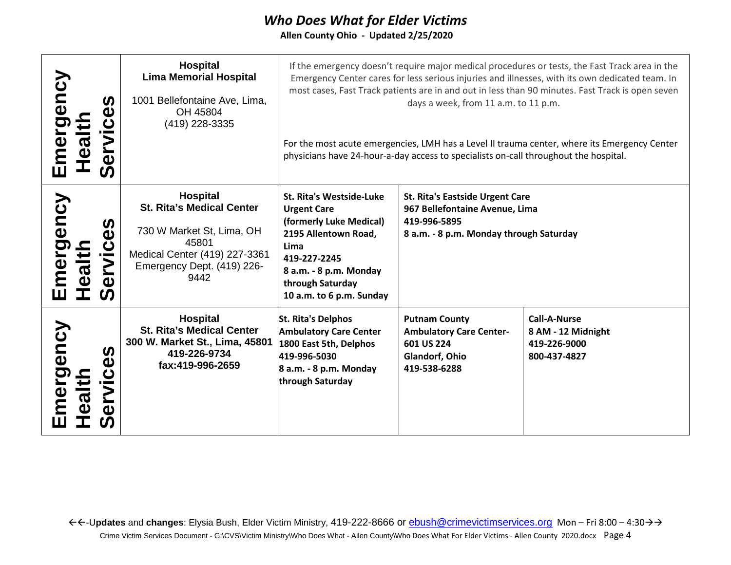# *Who Does What for Elder Victims*

**Allen County Ohio - Updated 2/25/2020**

| | | | | |
|---|---|---|---|---|
| **Emergency Health Services** | **Hospital**<br>**Lima Memorial Hospital**<br><br>1001 Bellefontaine Ave, Lima, OH 45804<br>(419) 228-3335 | If the emergency doesn't require major medical procedures or tests, the Fast Track area in the Emergency Center cares for less serious injuries and illnesses, with its own dedicated team. In most cases, Fast Track patients are in and out in less than 90 minutes. Fast Track is open seven days a week, from 11 a.m. to 11 p.m.<br><br>For the most acute emergencies, LMH has a Level II trauma center, where its Emergency Center physicians have 24-hour-a-day access to specialists on-call throughout the hospital. | | |
| **Emergency Health Services** | **Hospital**<br>**St. Rita's Medical Center**<br><br>730 W Market St, Lima, OH 45801<br>Medical Center (419) 227-3361<br>Emergency Dept. (419) 226-9442 | **St. Rita's Westside-Luke Urgent Care (formerly Luke Medical)**<br>**2195 Allentown Road, Lima**<br>**419-227-2245**<br>**8 a.m. - 8 p.m. Monday through Saturday**<br>**10 a.m. to 6 p.m. Sunday** | **St. Rita's Eastside Urgent Care**<br>**967 Bellefontaine Avenue, Lima**<br>**419-996-5895**<br>**8 a.m. - 8 p.m. Monday through Saturday** | |
| **Emergency Health Services** | **Hospital**<br>**St. Rita's Medical Center**<br>**300 W. Market St., Lima, 45801**<br>**419-226-9734**<br>**fax:419-996-2659** | **St. Rita's Delphos Ambulatory Care Center**<br>**1800 East 5th, Delphos**<br>**419-996-5030**<br>**8 a.m. - 8 p.m. Monday through Saturday** | **Putnam County Ambulatory Care Center-**<br>**601 US 224**<br>**Glandorf, Ohio**<br>**419-538-6288** | **Call-A-Nurse**<br>**8 AM - 12 Midnight**<br>**419-226-9000**<br>**800-437-4827** |

←←-U**pdates** and **changes**: Elysia Bush, Elder Victim Ministry, 419-222-8666 or ebush@crimevictimservices.org Mon – Fri 8:00 – 4:30→→

Crime Victim Services Document - G:\CVS\Victim Ministry\Who Does What - Allen County\Who Does What For Elder Victims - Allen County 2020.docx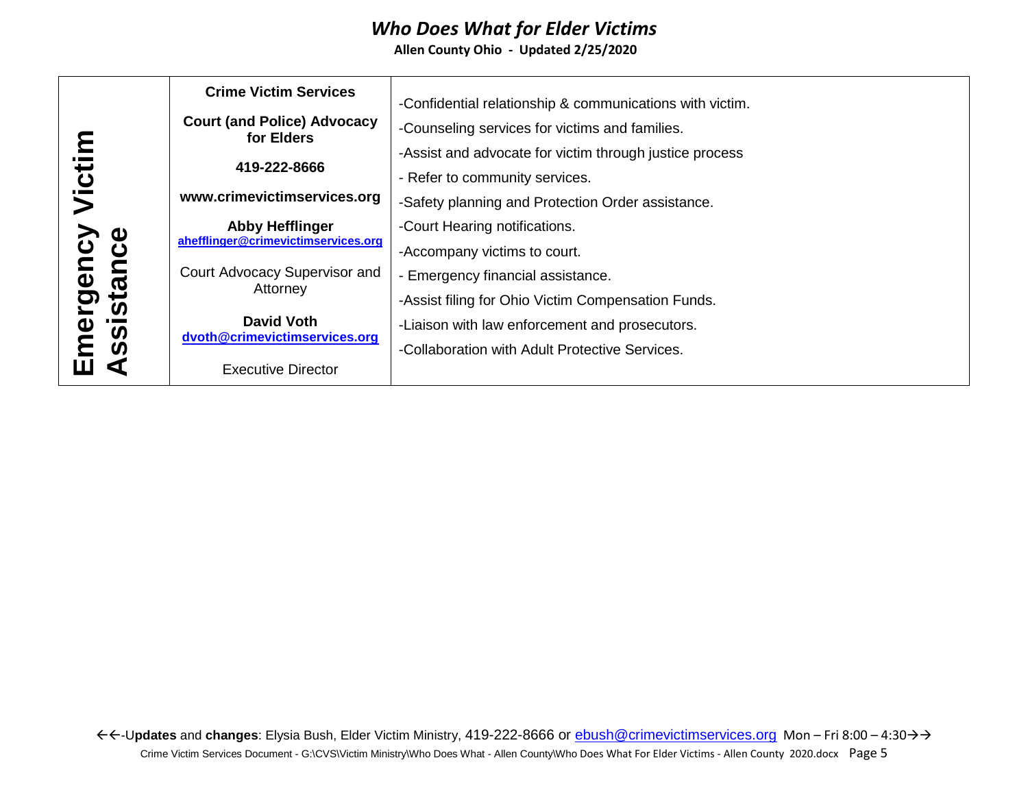| Emergency Victim Assistance | **Crime Victim Services**<br><br>**Court (and Police) Advocacy for Elders**<br><br>**419-222-8666**<br><br>**www.crimevictimservices.org**<br><br>**Abby Hefflinger**<br>**ahefflinger@crimevictimservices.org**<br><br>Court Advocacy Supervisor and Attorney<br><br>**David Voth**<br>**dvoth@crimevictimservices.org**<br><br>Executive Director | -Confidential relationship & communications with victim.<br>-Counseling services for victims and families.<br>-Assist and advocate for victim through justice process<br>- Refer to community services.<br>-Safety planning and Protection Order assistance.<br>-Court Hearing notifications.<br>-Accompany victims to court.<br>- Emergency financial assistance.<br>-Assist filing for Ohio Victim Compensation Funds.<br>-Liaison with law enforcement and prosecutors.<br>-Collaboration with Adult Protective Services. |
|---|---|---|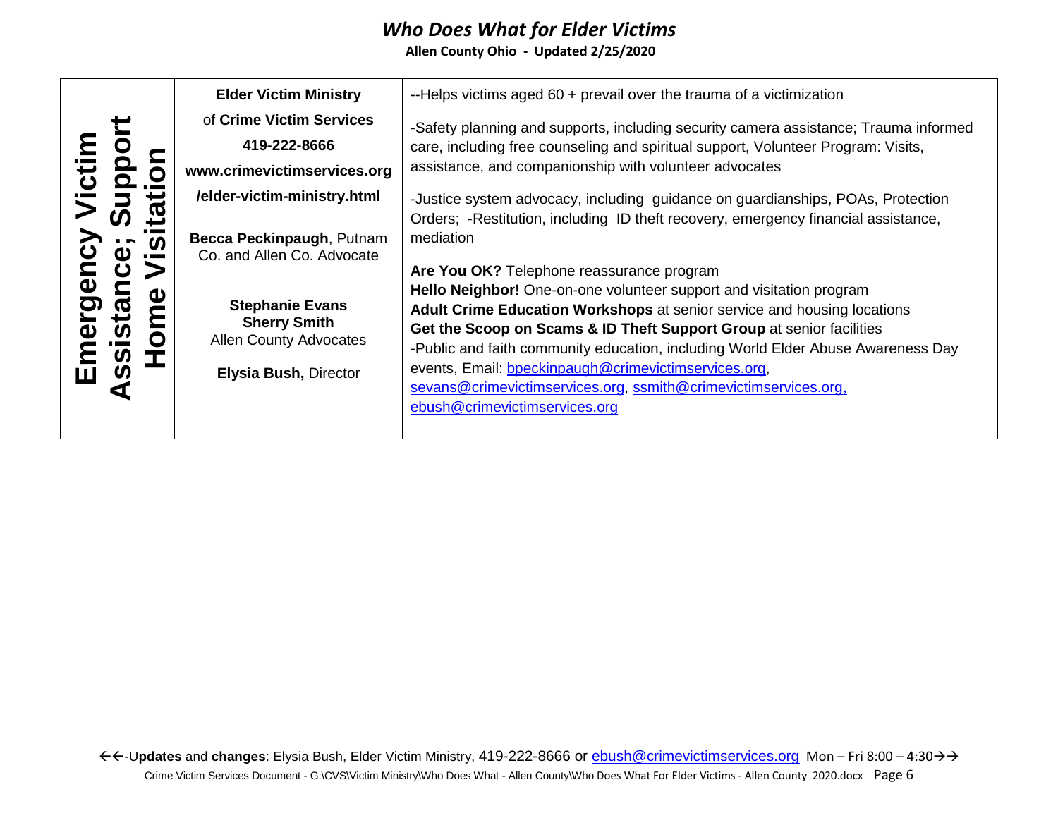| Emergency Victim Assistance; Support Home Visitation | **Elder Victim Ministry** of **Crime Victim Services** **419-222-8666** **www.crimevictimservices.org /elder-victim-ministry.html** **Becca Peckinpaugh**, Putnam Co. and Allen Co. Advocate **Stephanie Evans** **Sherry Smith** Allen County Advocates **Elysia Bush,** Director | --Helps victims aged 60 + prevail over the trauma of a victimization -Safety planning and supports, including security camera assistance; Trauma informed care, including free counseling and spiritual support, Volunteer Program: Visits, assistance, and companionship with volunteer advocates -Justice system advocacy, including guidance on guardianships, POAs, Protection Orders; -Restitution, including ID theft recovery, emergency financial assistance, mediation **Are You OK?** Telephone reassurance program **Hello Neighbor!** One-on-one volunteer support and visitation program **Adult Crime Education Workshops** at senior service and housing locations **Get the Scoop on Scams & ID Theft Support Group** at senior facilities -Public and faith community education, including World Elder Abuse Awareness Day events, Email: bpeckinpaugh@crimevictimservices.org, sevans@crimevictimservices.org, ssmith@crimevictimservices.org, ebush@crimevictimservices.org |
|---|---|---|

←←-U**pdates** and **changes**: Elysia Bush, Elder Victim Ministry, 419-222-8666 or ebush@crimevictimservices.org Mon – Fri 8:00 – 4:30→→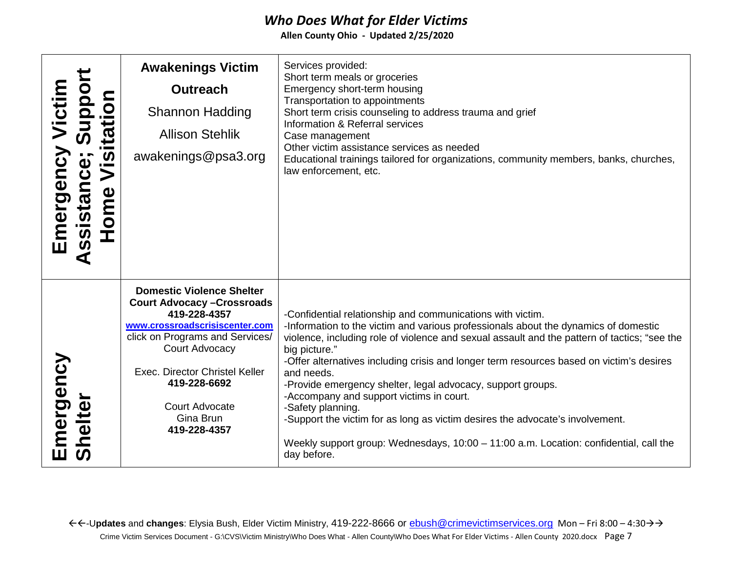# *Who Does What for Elder Victims*

**Allen County Ohio - Updated 2/25/2020**

| | | |
|---|---|---|
| **Emergency Victim Assistance; Support Home Visitation** | **Awakenings Victim Outreach**<br>Shannon Hadding<br>Allison Stehlik<br>awakenings@psa3.org | Services provided:<br>Short term meals or groceries<br>Emergency short-term housing<br>Transportation to appointments<br>Short term crisis counseling to address trauma and grief<br>Information & Referral services<br>Case management<br>Other victim assistance services as needed<br>Educational trainings tailored for organizations, community members, banks, churches, law enforcement, etc. |
| **Emergency Shelter** | **Domestic Violence Shelter Court Advocacy –Crossroads**<br>**419-228-4357**<br>**www.crossroadscrisiscenter.com**<br>click on Programs and Services/ Court Advocacy<br><br>Exec. Director Christel Keller<br>**419-228-6692**<br><br>Court Advocate<br>Gina Brun<br>**419-228-4357** | -Confidential relationship and communications with victim.<br>-Information to the victim and various professionals about the dynamics of domestic violence, including role of violence and sexual assault and the pattern of tactics; "see the big picture."<br>-Offer alternatives including crisis and longer term resources based on victim's desires and needs.<br>-Provide emergency shelter, legal advocacy, support groups.<br>-Accompany and support victims in court.<br>-Safety planning.<br>-Support the victim for as long as victim desires the advocate's involvement.<br><br>Weekly support group: Wednesdays, 10:00 – 11:00 a.m. Location: confidential, call the day before. |

←←-U**pdates** and **changes**: Elysia Bush, Elder Victim Ministry, 419-222-8666 or ebush@crimevictimservices.org Mon – Fri 8:00 – 4:30→→

Crime Victim Services Document - G:\CVS\Victim Ministry\Who Does What - Allen County\Who Does What For Elder Victims - Allen County 2020.docx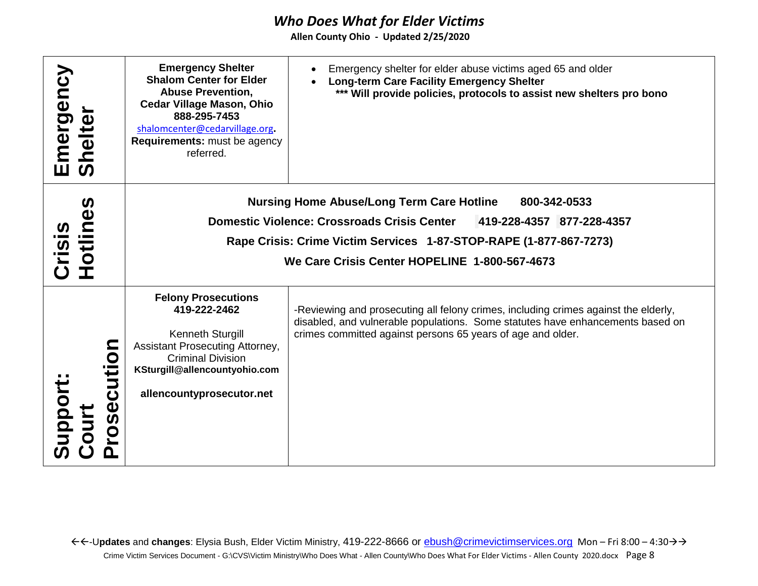# *Who Does What for Elder Victims*

**Allen County Ohio - Updated 2/25/2020**

| | | |
|---|---|---|
| **Emergency Shelter** | **Emergency Shelter**<br>**Shalom Center for Elder Abuse Prevention,**<br>**Cedar Village Mason, Ohio**<br>**888-295-7453**<br>shalomcenter@cedarvillage.org**.**<br>**Requirements:** must be agency referred. | • Emergency shelter for elder abuse victims aged 65 and older<br>• **Long-term Care Facility Emergency Shelter**<br>**\*\*\* Will provide policies, protocols to assist new shelters pro bono** |
| **Crisis Hotlines** | **Nursing Home Abuse/Long Term Care Hotline 800-342-0533**<br>**Domestic Violence: Crossroads Crisis Center 419-228-4357 877-228-4357**<br>**Rape Crisis: Crime Victim Services 1-87-STOP-RAPE (1-877-867-7273)**<br>**We Care Crisis Center HOPELINE 1-800-567-4673** | |
| **Support: Court Prosecution** | **Felony Prosecutions**<br>**419-222-2462**<br><br>Kenneth Sturgill<br>Assistant Prosecuting Attorney, Criminal Division<br>**KSturgill@allencountyohio.com**<br><br>**allencountyprosecutor.net** | -Reviewing and prosecuting all felony crimes, including crimes against the elderly, disabled, and vulnerable populations. Some statutes have enhancements based on crimes committed against persons 65 years of age and older. |

←←-U**pdates** and **changes**: Elysia Bush, Elder Victim Ministry, 419-222-8666 or ebush@crimevictimservices.org Mon – Fri 8:00 – 4:30→→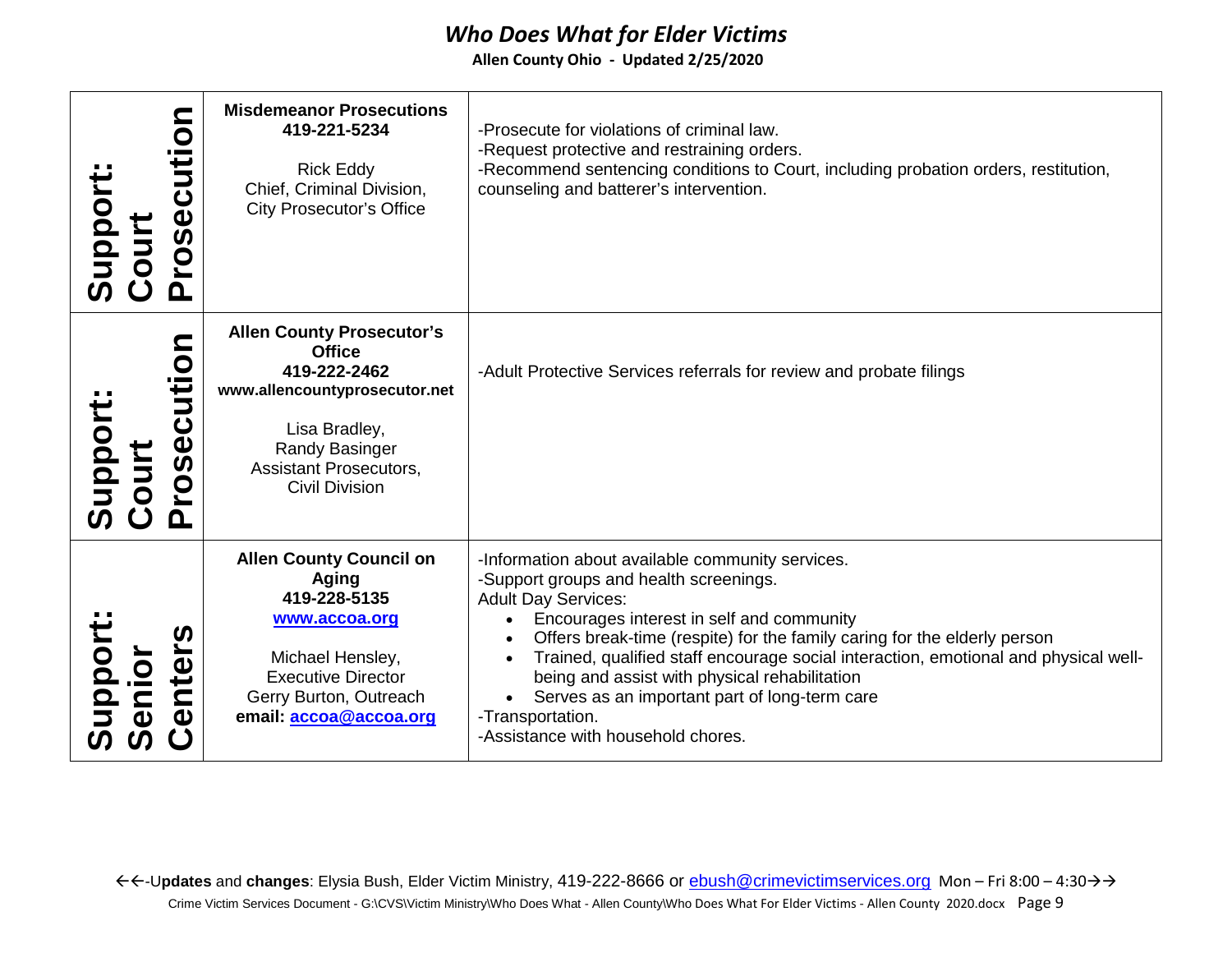| | | |
|---|---|---|
| **Support: Court Prosecution** | **Misdemeanor Prosecutions**<br>**419-221-5234**<br><br>Rick Eddy<br>Chief, Criminal Division,<br>City Prosecutor's Office | -Prosecute for violations of criminal law.<br>-Request protective and restraining orders.<br>-Recommend sentencing conditions to Court, including probation orders, restitution, counseling and batterer's intervention. |
| **Support: Court Prosecution** | **Allen County Prosecutor's Office**<br>**419-222-2462**<br>**www.allencountyprosecutor.net**<br><br>Lisa Bradley,<br>Randy Basinger<br>Assistant Prosecutors,<br>Civil Division | -Adult Protective Services referrals for review and probate filings |
| **Support: Senior Centers** | **Allen County Council on Aging**<br>**419-228-5135**<br>**www.accoa.org**<br><br>Michael Hensley,<br>Executive Director<br>Gerry Burton, Outreach<br>**email: accoa@accoa.org** | -Information about available community services.<br>-Support groups and health screenings.<br>Adult Day Services:<br>• Encourages interest in self and community<br>• Offers break-time (respite) for the family caring for the elderly person<br>• Trained, qualified staff encourage social interaction, emotional and physical well-being and assist with physical rehabilitation<br>• Serves as an important part of long-term care<br>-Transportation.<br>-Assistance with household chores. |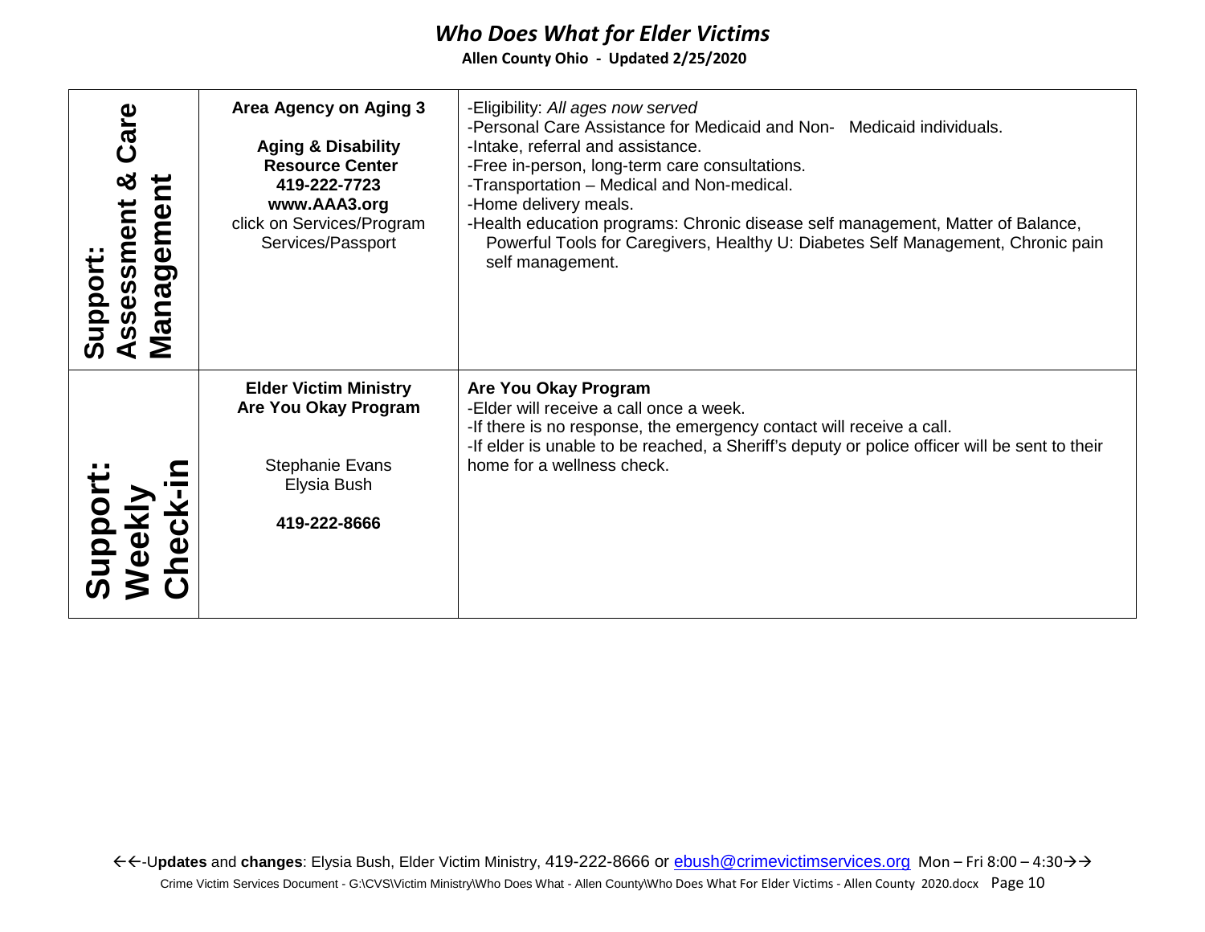| Support: Assessment & Care Management | **Area Agency on Aging 3**<br><br>**Aging & Disability Resource Center**<br>**419-222-7723**<br>**www.AAA3.org**<br>click on Services/Program Services/Passport | -Eligibility: *All ages now served*<br>-Personal Care Assistance for Medicaid and Non- Medicaid individuals.<br>-Intake, referral and assistance.<br>-Free in-person, long-term care consultations.<br>-Transportation – Medical and Non-medical.<br>-Home delivery meals.<br>-Health education programs: Chronic disease self management, Matter of Balance, Powerful Tools for Caregivers, Healthy U: Diabetes Self Management, Chronic pain self management. |
|---|---|---|
| **Support: Weekly Check-in** | **Elder Victim Ministry**<br>**Are You Okay Program**<br><br>Stephanie Evans<br>Elysia Bush<br><br>**419-222-8666** | **Are You Okay Program**<br>-Elder will receive a call once a week.<br>-If there is no response, the emergency contact will receive a call.<br>-If elder is unable to be reached, a Sheriff's deputy or police officer will be sent to their home for a wellness check. |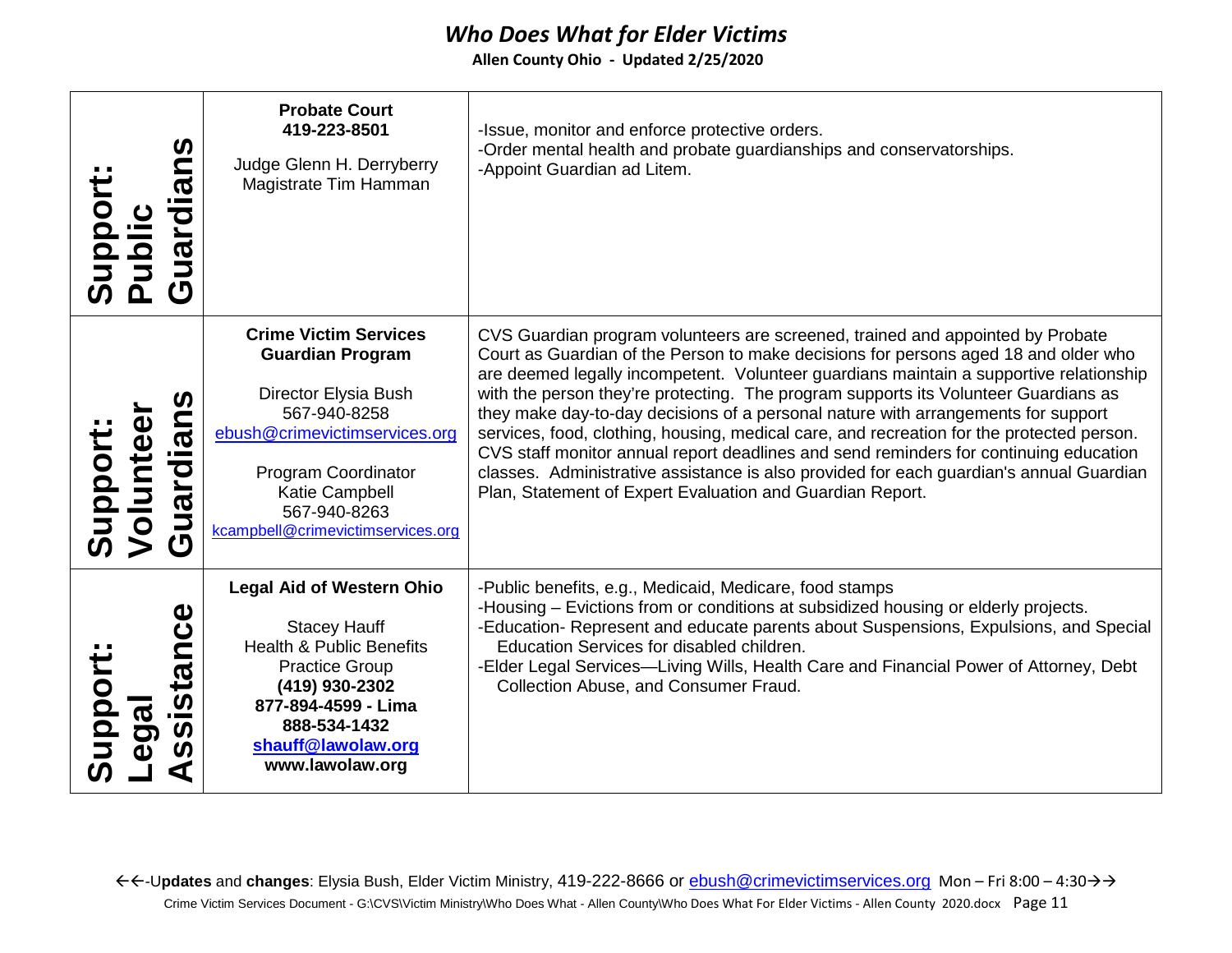| Category | Agency / Contact | Services |
| --- | --- | --- |
| **Support: Public Guardians** | **Probate Court**<br>**419-223-8501**<br><br>Judge Glenn H. Derryberry<br>Magistrate Tim Hamman | -Issue, monitor and enforce protective orders.<br>-Order mental health and probate guardianships and conservatorships.<br>-Appoint Guardian ad Litem. |
| **Support: Volunteer Guardians** | **Crime Victim Services Guardian Program**<br><br>Director Elysia Bush<br>567-940-8258<br>ebush@crimevictimservices.org<br><br>Program Coordinator<br>Katie Campbell<br>567-940-8263<br>kcampbell@crimevictimservices.org | CVS Guardian program volunteers are screened, trained and appointed by Probate Court as Guardian of the Person to make decisions for persons aged 18 and older who are deemed legally incompetent. Volunteer guardians maintain a supportive relationship with the person they're protecting. The program supports its Volunteer Guardians as they make day-to-day decisions of a personal nature with arrangements for support services, food, clothing, housing, medical care, and recreation for the protected person. CVS staff monitor annual report deadlines and send reminders for continuing education classes. Administrative assistance is also provided for each guardian's annual Guardian Plan, Statement of Expert Evaluation and Guardian Report. |
| **Support: Legal Assistance** | **Legal Aid of Western Ohio**<br><br>Stacey Hauff<br>Health & Public Benefits Practice Group<br>**(419) 930-2302**<br>**877-894-4599 - Lima**<br>**888-534-1432**<br>**shauff@lawolaw.org**<br>**www.lawolaw.org** | -Public benefits, e.g., Medicaid, Medicare, food stamps<br>-Housing – Evictions from or conditions at subsidized housing or elderly projects.<br>-Education- Represent and educate parents about Suspensions, Expulsions, and Special Education Services for disabled children.<br>-Elder Legal Services—Living Wills, Health Care and Financial Power of Attorney, Debt Collection Abuse, and Consumer Fraud. |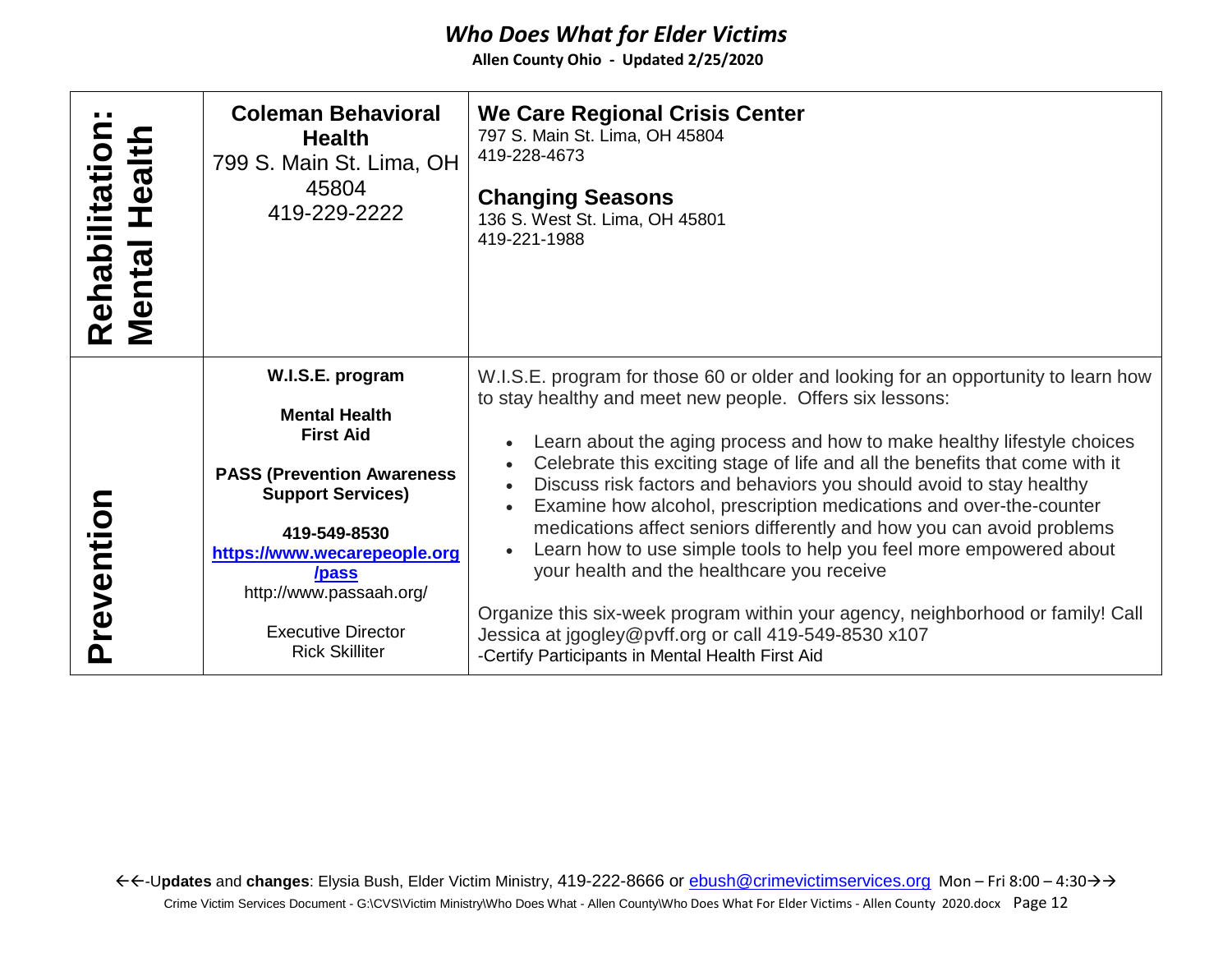# *Who Does What for Elder Victims*

**Allen County Ohio - Updated 2/25/2020**

| | | |
|---|---|---|
| **Rehabilitation: Mental Health** | **Coleman Behavioral Health**<br>799 S. Main St. Lima, OH 45804<br>419-229-2222 | **We Care Regional Crisis Center**<br>797 S. Main St. Lima, OH 45804<br>419-228-4673<br><br>**Changing Seasons**<br>136 S. West St. Lima, OH 45801<br>419-221-1988 |
| **Prevention** | **W.I.S.E. program**<br><br>**Mental Health First Aid**<br><br>**PASS (Prevention Awareness Support Services)**<br><br>**419-549-8530**<br>**https://www.wecarepeople.org/pass**<br>http://www.passaah.org/<br><br>Executive Director<br>Rick Skilliter | W.I.S.E. program for those 60 or older and looking for an opportunity to learn how to stay healthy and meet new people. Offers six lessons:<br>• Learn about the aging process and how to make healthy lifestyle choices<br>• Celebrate this exciting stage of life and all the benefits that come with it<br>• Discuss risk factors and behaviors you should avoid to stay healthy<br>• Examine how alcohol, prescription medications and over-the-counter medications affect seniors differently and how you can avoid problems<br>• Learn how to use simple tools to help you feel more empowered about your health and the healthcare you receive<br><br>Organize this six-week program within your agency, neighborhood or family! Call Jessica at jgogley@pvff.org or call 419-549-8530 x107<br>-Certify Participants in Mental Health First Aid |

←←-**Updates** and **changes**: Elysia Bush, Elder Victim Ministry, 419-222-8666 or ebush@crimevictimservices.org Mon – Fri 8:00 – 4:30→→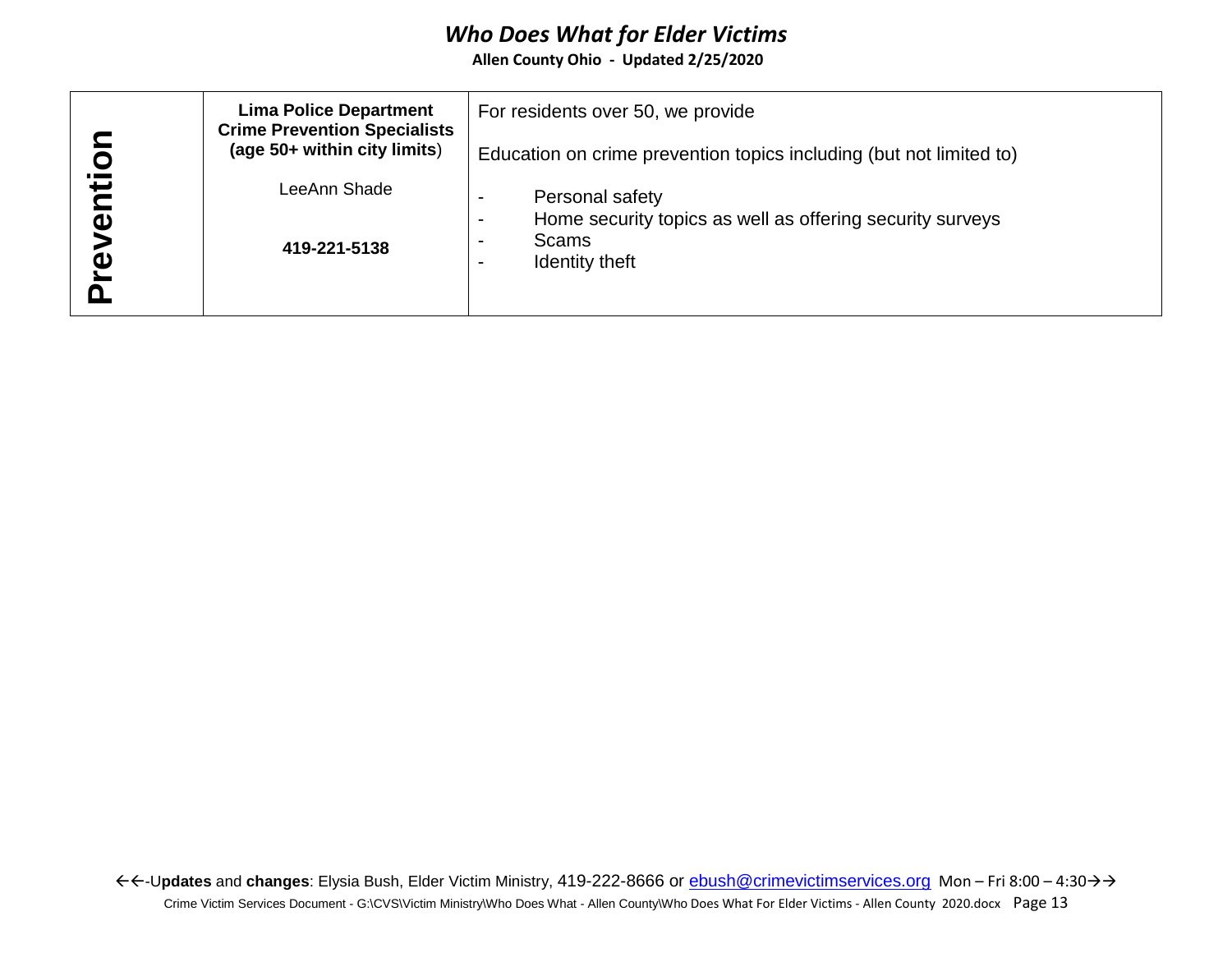| | | |
|---|---|---|
| **Prevention** | **Lima Police Department Crime Prevention Specialists (age 50+ within city limits)**<br><br>LeeAnn Shade<br><br>**419-221-5138** | For residents over 50, we provide<br><br>Education on crime prevention topics including (but not limited to)<br><br>- Personal safety<br>- Home security topics as well as offering security surveys<br>- Scams<br>- Identity theft |